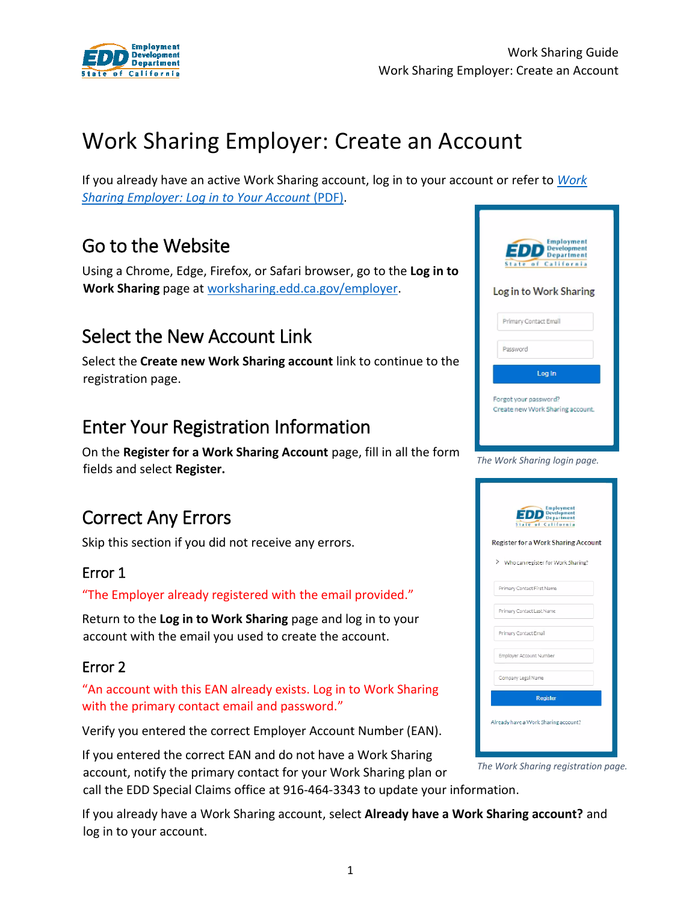# Work Sharing Employer: Create an Account

If you already have an active Work Sharing account, log in to your account or refer to [*Work Sharing Employer: Log in to Your Account* (PDF)](#).

## Go to the Website

Using a Chrome, Edge, Firefox, or Safari browser, go to the **Log in to Work Sharing** page at [worksharing.edd.ca.gov/employer](#).

## Select the New Account Link

Select the **Create new Work Sharing account** link to continue to the registration page.

*The Work Sharing login page.*

## Enter Your Registration Information

On the **Register for a Work Sharing Account** page, fill in all the form fields and select **Register.**

## Correct Any Errors

Skip this section if you did not receive any errors.

### Error 1

"The Employer already registered with the email provided."

Return to the **Log in to Work Sharing** page and log in to your account with the email you used to create the account.

### Error 2

"An account with this EAN already exists. Log in to Work Sharing with the primary contact email and password."

Verify you entered the correct Employer Account Number (EAN).

If you entered the correct EAN and do not have a Work Sharing account, notify the primary contact for your Work Sharing plan or call the EDD Special Claims office at 916-464-3343 to update your information.

*The Work Sharing registration page.*

If you already have a Work Sharing account, select **Already have a Work Sharing account?** and log in to your account.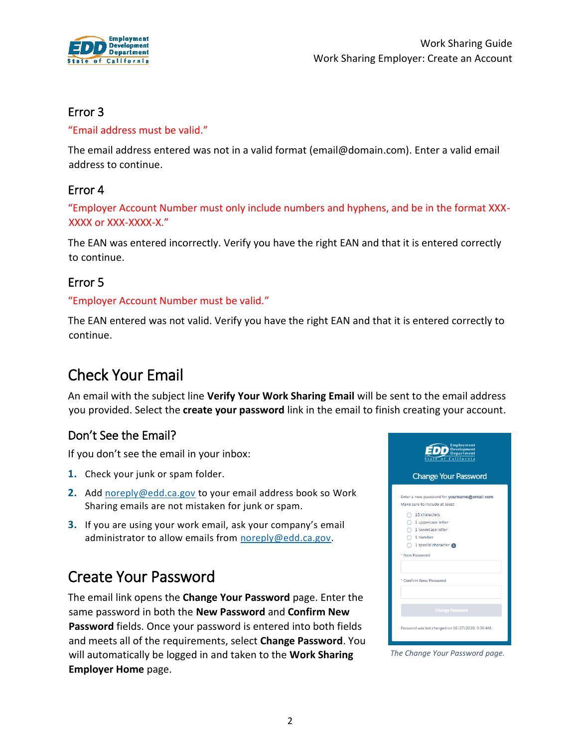## Error 3

"Email address must be valid."

The email address entered was not in a valid format (email@domain.com). Enter a valid email address to continue.

## Error 4

"Employer Account Number must only include numbers and hyphens, and be in the format XXX-XXXX or XXX-XXXX-X."

The EAN was entered incorrectly. Verify you have the right EAN and that it is entered correctly to continue.

## Error 5

"Employer Account Number must be valid."

The EAN entered was not valid. Verify you have the right EAN and that it is entered correctly to continue.

# Check Your Email

An email with the subject line **Verify Your Work Sharing Email** will be sent to the email address you provided. Select the **create your password** link in the email to finish creating your account.

## Don't See the Email?

If you don't see the email in your inbox:

1. Check your junk or spam folder.
2. Add noreply@edd.ca.gov to your email address book so Work Sharing emails are not mistaken for junk or spam.
3. If you are using your work email, ask your company's email administrator to allow emails from noreply@edd.ca.gov.

# Create Your Password

The email link opens the **Change Your Password** page. Enter the same password in both the **New Password** and **Confirm New Password** fields. Once your password is entered into both fields and meets all of the requirements, select **Change Password**. You will automatically be logged in and taken to the **Work Sharing Employer Home** page.

*The Change Your Password page.*